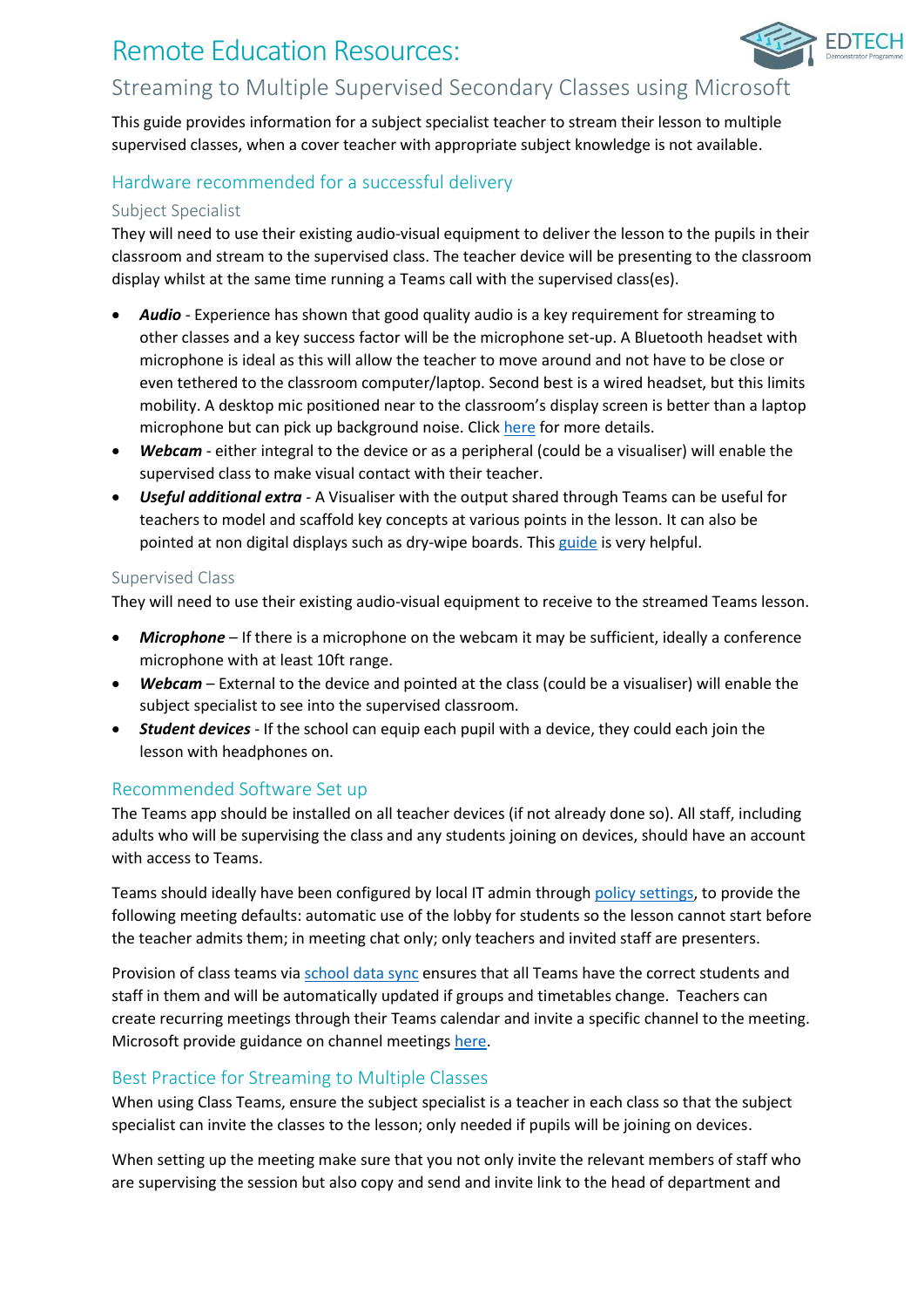# Remote Education Resources:

## Streaming to Multiple Supervised Secondary Classes using Microsoft

This guide provides information for a subject specialist teacher to stream their lesson to multiple supervised classes, when a cover teacher with appropriate subject knowledge is not available.

### Hardware recommended for a successful delivery

#### Subject Specialist

They will need to use their existing audio-visual equipment to deliver the lesson to the pupils in their classroom and stream to the supervised class. The teacher device will be presenting to the classroom display whilst at the same time running a Teams call with the supervised class(es).

- ***Audio*** - Experience has shown that good quality audio is a key requirement for streaming to other classes and a key success factor will be the microphone set-up. A Bluetooth headset with microphone is ideal as this will allow the teacher to move around and not have to be close or even tethered to the classroom computer/laptop. Second best is a wired headset, but this limits mobility. A desktop mic positioned near to the classroom's display screen is better than a laptop microphone but can pick up background noise. Click here for more details.
- ***Webcam*** - either integral to the device or as a peripheral (could be a visualiser) will enable the supervised class to make visual contact with their teacher.
- ***Useful additional extra*** - A Visualiser with the output shared through Teams can be useful for teachers to model and scaffold key concepts at various points in the lesson. It can also be pointed at non digital displays such as dry-wipe boards. This guide is very helpful.

#### Supervised Class

They will need to use their existing audio-visual equipment to receive to the streamed Teams lesson.

- ***Microphone*** – If there is a microphone on the webcam it may be sufficient, ideally a conference microphone with at least 10ft range.
- ***Webcam*** – External to the device and pointed at the class (could be a visualiser) will enable the subject specialist to see into the supervised classroom.
- ***Student devices*** - If the school can equip each pupil with a device, they could each join the lesson with headphones on.

### Recommended Software Set up

The Teams app should be installed on all teacher devices (if not already done so). All staff, including adults who will be supervising the class and any students joining on devices, should have an account with access to Teams.

Teams should ideally have been configured by local IT admin through policy settings, to provide the following meeting defaults: automatic use of the lobby for students so the lesson cannot start before the teacher admits them; in meeting chat only; only teachers and invited staff are presenters.

Provision of class teams via school data sync ensures that all Teams have the correct students and staff in them and will be automatically updated if groups and timetables change. Teachers can create recurring meetings through their Teams calendar and invite a specific channel to the meeting. Microsoft provide guidance on channel meetings here.

### Best Practice for Streaming to Multiple Classes

When using Class Teams, ensure the subject specialist is a teacher in each class so that the subject specialist can invite the classes to the lesson; only needed if pupils will be joining on devices.

When setting up the meeting make sure that you not only invite the relevant members of staff who are supervising the session but also copy and send and invite link to the head of department and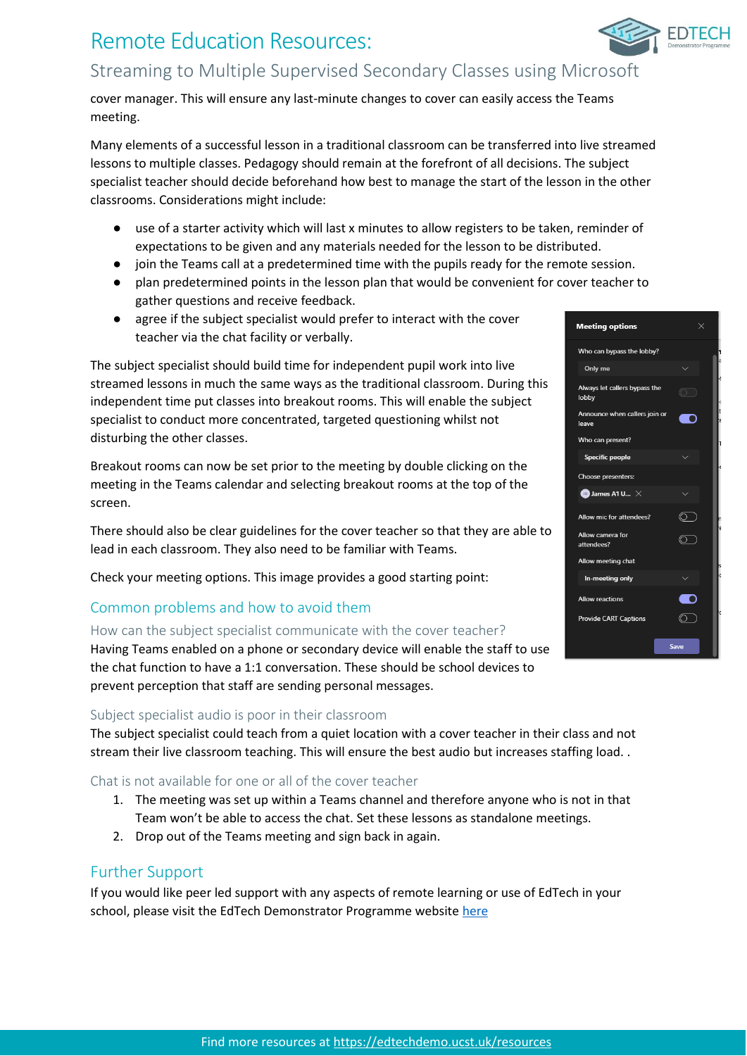cover manager. This will ensure any last-minute changes to cover can easily access the Teams meeting.

Many elements of a successful lesson in a traditional classroom can be transferred into live streamed lessons to multiple classes. Pedagogy should remain at the forefront of all decisions. The subject specialist teacher should decide beforehand how best to manage the start of the lesson in the other classrooms. Considerations might include:

- use of a starter activity which will last x minutes to allow registers to be taken, reminder of expectations to be given and any materials needed for the lesson to be distributed.
- join the Teams call at a predetermined time with the pupils ready for the remote session.
- plan predetermined points in the lesson plan that would be convenient for cover teacher to gather questions and receive feedback.
- agree if the subject specialist would prefer to interact with the cover teacher via the chat facility or verbally.

The subject specialist should build time for independent pupil work into live streamed lessons in much the same ways as the traditional classroom. During this independent time put classes into breakout rooms. This will enable the subject specialist to conduct more concentrated, targeted questioning whilst not disturbing the other classes.

Breakout rooms can now be set prior to the meeting by double clicking on the meeting in the Teams calendar and selecting breakout rooms at the top of the screen.

There should also be clear guidelines for the cover teacher so that they are able to lead in each classroom. They also need to be familiar with Teams.

Check your meeting options. This image provides a good starting point:

Meeting options

Who can bypass the lobby?
Only me

Always let callers bypass the lobby

Announce when callers join or leave

Who can present?
Specific people

Choose presenters:
James A1 U...

Allow mic for attendees?

Allow camera for attendees?

Allow meeting chat
In-meeting only

Allow reactions

Provide CART Captions

Save

## Common problems and how to avoid them

### How can the subject specialist communicate with the cover teacher?

Having Teams enabled on a phone or secondary device will enable the staff to use the chat function to have a 1:1 conversation. These should be school devices to prevent perception that staff are sending personal messages.

### Subject specialist audio is poor in their classroom

The subject specialist could teach from a quiet location with a cover teacher in their class and not stream their live classroom teaching. This will ensure the best audio but increases staffing load. .

### Chat is not available for one or all of the cover teacher

1. The meeting was set up within a Teams channel and therefore anyone who is not in that Team won't be able to access the chat. Set these lessons as standalone meetings.
2. Drop out of the Teams meeting and sign back in again.

## Further Support

If you would like peer led support with any aspects of remote learning or use of EdTech in your school, please visit the EdTech Demonstrator Programme website here